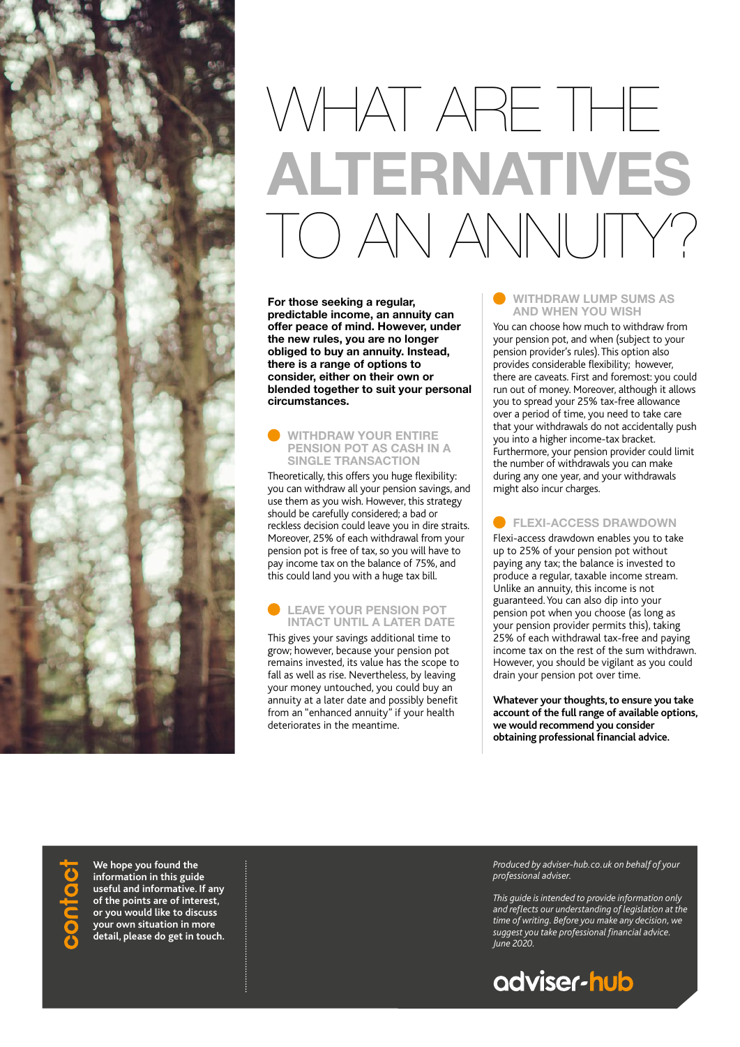# WHAT ARE THE ALTERNATIVES TO AN ANNUITY?

**For those seeking a regular, predictable income, an annuity can offer peace of mind. However, under the new rules, you are no longer obliged to buy an annuity. Instead, there is a range of options to consider, either on their own or blended together to suit your personal circumstances.**

## WITHDRAW YOUR ENTIRE PENSION POT AS CASH IN A SINGLE TRANSACTION

Theoretically, this offers you huge flexibility: you can withdraw all your pension savings, and use them as you wish. However, this strategy should be carefully considered; a bad or reckless decision could leave you in dire straits. Moreover, 25% of each withdrawal from your pension pot is free of tax, so you will have to pay income tax on the balance of 75%, and this could land you with a huge tax bill.

## LEAVE YOUR PENSION POT INTACT UNTIL A LATER DATE

This gives your savings additional time to grow; however, because your pension pot remains invested, its value has the scope to fall as well as rise. Nevertheless, by leaving your money untouched, you could buy an annuity at a later date and possibly benefit from an "enhanced annuity" if your health deteriorates in the meantime.

## WITHDRAW LUMP SUMS AS AND WHEN YOU WISH

You can choose how much to withdraw from your pension pot, and when (subject to your pension provider's rules). This option also provides considerable flexibility; however, there are caveats. First and foremost: you could run out of money. Moreover, although it allows you to spread your 25% tax-free allowance over a period of time, you need to take care that your withdrawals do not accidentally push you into a higher income-tax bracket. Furthermore, your pension provider could limit the number of withdrawals you can make during any one year, and your withdrawals might also incur charges.

## FLEXI-ACCESS DRAWDOWN

Flexi-access drawdown enables you to take up to 25% of your pension pot without paying any tax; the balance is invested to produce a regular, taxable income stream. Unlike an annuity, this income is not guaranteed. You can also dip into your pension pot when you choose (as long as your pension provider permits this), taking 25% of each withdrawal tax-free and paying income tax on the rest of the sum withdrawn. However, you should be vigilant as you could drain your pension pot over time.

**Whatever your thoughts, to ensure you take account of the full range of available options, we would recommend you consider obtaining professional financial advice.**

## contact

**We hope you found the information in this guide useful and informative. If any of the points are of interest, or you would like to discuss your own situation in more detail, please do get in touch.**

*Produced by adviser-hub.co.uk on behalf of your professional adviser.*

*This guide is intended to provide information only and reflects our understanding of legislation at the time of writing. Before you make any decision, we suggest you take professional financial advice. June 2020.*

adviser-hub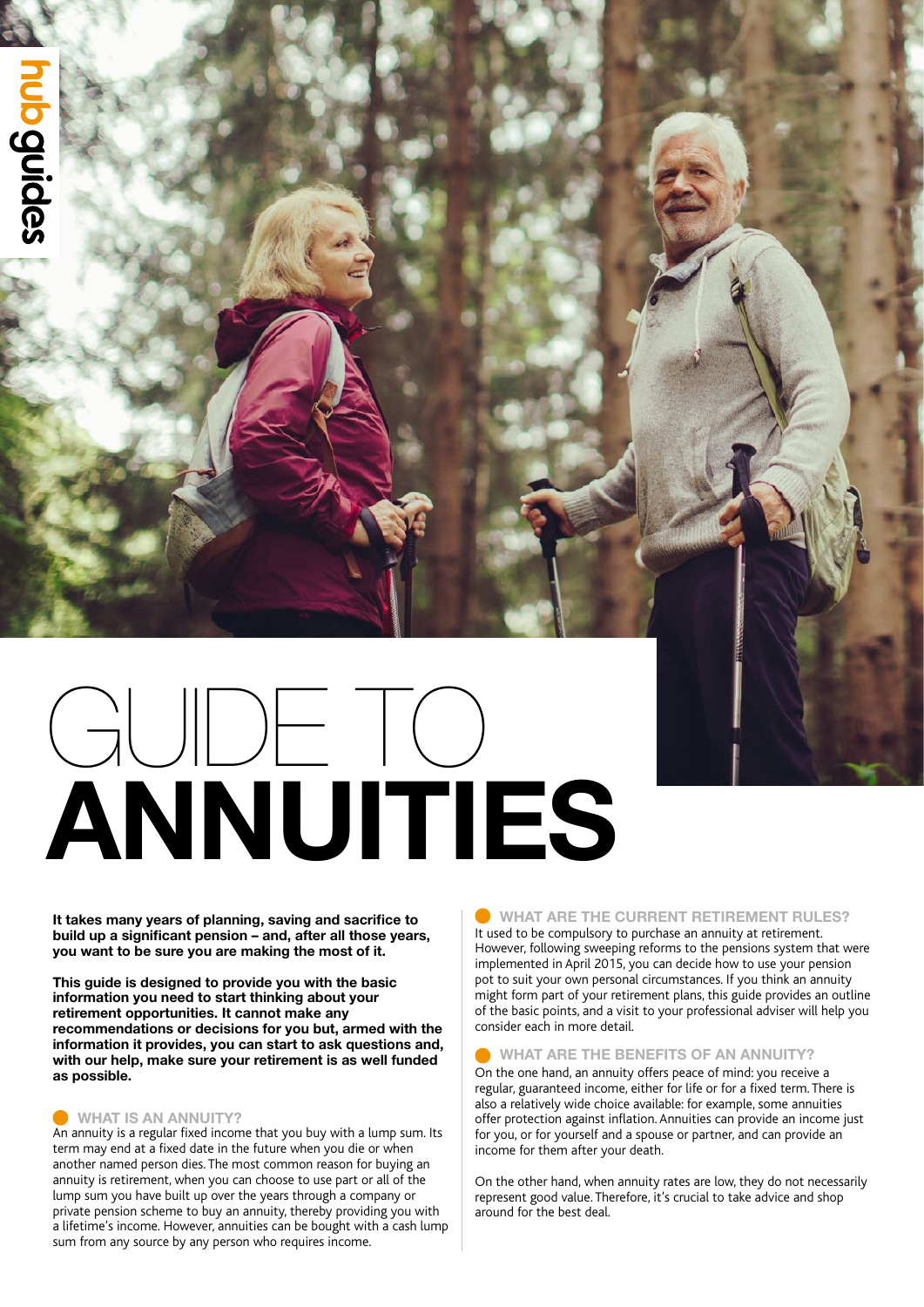# GUIDE TO ANNUITIES

**It takes many years of planning, saving and sacrifice to build up a significant pension – and, after all those years, you want to be sure you are making the most of it.**

**This guide is designed to provide you with the basic information you need to start thinking about your retirement opportunities. It cannot make any recommendations or decisions for you but, armed with the information it provides, you can start to ask questions and, with our help, make sure your retirement is as well funded as possible.**

## WHAT IS AN ANNUITY?

An annuity is a regular fixed income that you buy with a lump sum. Its term may end at a fixed date in the future when you die or when another named person dies. The most common reason for buying an annuity is retirement, when you can choose to use part or all of the lump sum you have built up over the years through a company or private pension scheme to buy an annuity, thereby providing you with a lifetime's income. However, annuities can be bought with a cash lump sum from any source by any person who requires income.

## WHAT ARE THE CURRENT RETIREMENT RULES?

It used to be compulsory to purchase an annuity at retirement. However, following sweeping reforms to the pensions system that were implemented in April 2015, you can decide how to use your pension pot to suit your own personal circumstances. If you think an annuity might form part of your retirement plans, this guide provides an outline of the basic points, and a visit to your professional adviser will help you consider each in more detail.

## WHAT ARE THE BENEFITS OF AN ANNUITY?

On the one hand, an annuity offers peace of mind: you receive a regular, guaranteed income, either for life or for a fixed term. There is also a relatively wide choice available: for example, some annuities offer protection against inflation. Annuities can provide an income just for you, or for yourself and a spouse or partner, and can provide an income for them after your death.

On the other hand, when annuity rates are low, they do not necessarily represent good value. Therefore, it's crucial to take advice and shop around for the best deal.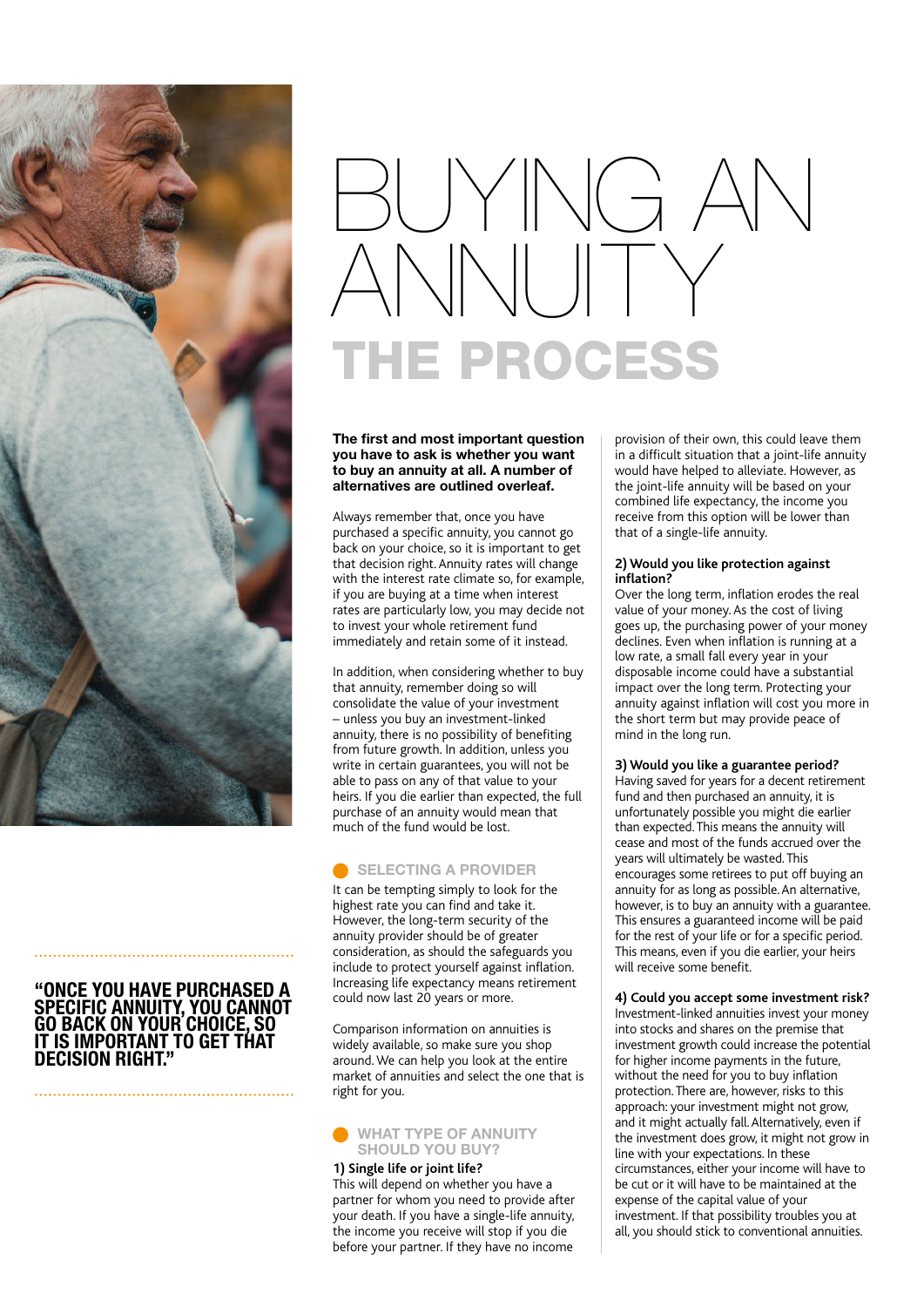# BUYING AN ANNUITY

## THE PROCESS

**The first and most important question you have to ask is whether you want to buy an annuity at all. A number of alternatives are outlined overleaf.**

Always remember that, once you have purchased a specific annuity, you cannot go back on your choice, so it is important to get that decision right. Annuity rates will change with the interest rate climate so, for example, if you are buying at a time when interest rates are particularly low, you may decide not to invest your whole retirement fund immediately and retain some of it instead.

In addition, when considering whether to buy that annuity, remember doing so will consolidate the value of your investment – unless you buy an investment-linked annuity, there is no possibility of benefiting from future growth. In addition, unless you write in certain guarantees, you will not be able to pass on any of that value to your heirs. If you die earlier than expected, the full purchase of an annuity would mean that much of the fund would be lost.

> **"ONCE YOU HAVE PURCHASED A SPECIFIC ANNUITY, YOU CANNOT GO BACK ON YOUR CHOICE, SO IT IS IMPORTANT TO GET THAT DECISION RIGHT."**

### SELECTING A PROVIDER

It can be tempting simply to look for the highest rate you can find and take it. However, the long-term security of the annuity provider should be of greater consideration, as should the safeguards you include to protect yourself against inflation. Increasing life expectancy means retirement could now last 20 years or more.

Comparison information on annuities is widely available, so make sure you shop around. We can help you look at the entire market of annuities and select the one that is right for you.

### WHAT TYPE OF ANNUITY SHOULD YOU BUY?

**1) Single life or joint life?**
This will depend on whether you have a partner for whom you need to provide after your death. If you have a single-life annuity, the income you receive will stop if you die before your partner. If they have no income provision of their own, this could leave them in a difficult situation that a joint-life annuity would have helped to alleviate. However, as the joint-life annuity will be based on your combined life expectancy, the income you receive from this option will be lower than that of a single-life annuity.

**2) Would you like protection against inflation?**
Over the long term, inflation erodes the real value of your money. As the cost of living goes up, the purchasing power of your money declines. Even when inflation is running at a low rate, a small fall every year in your disposable income could have a substantial impact over the long term. Protecting your annuity against inflation will cost you more in the short term but may provide peace of mind in the long run.

**3) Would you like a guarantee period?**
Having saved for years for a decent retirement fund and then purchased an annuity, it is unfortunately possible you might die earlier than expected. This means the annuity will cease and most of the funds accrued over the years will ultimately be wasted. This encourages some retirees to put off buying an annuity for as long as possible. An alternative, however, is to buy an annuity with a guarantee. This ensures a guaranteed income will be paid for the rest of your life or for a specific period. This means, even if you die earlier, your heirs will receive some benefit.

**4) Could you accept some investment risk?**
Investment-linked annuities invest your money into stocks and shares on the premise that investment growth could increase the potential for higher income payments in the future, without the need for you to buy inflation protection. There are, however, risks to this approach: your investment might not grow, and it might actually fall. Alternatively, even if the investment does grow, it might not grow in line with your expectations. In these circumstances, either your income will have to be cut or it will have to be maintained at the expense of the capital value of your investment. If that possibility troubles you at all, you should stick to conventional annuities.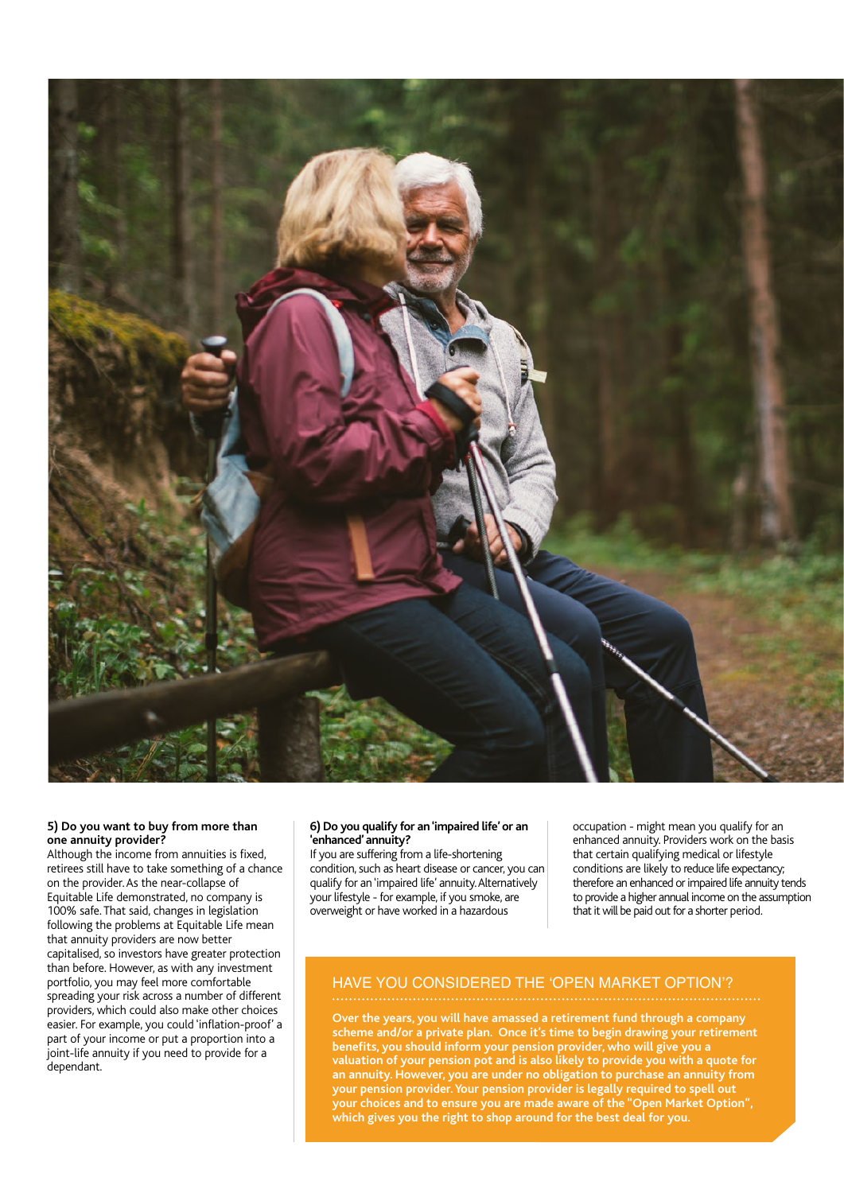**5) Do you want to buy from more than one annuity provider?**

Although the income from annuities is fixed, retirees still have to take something of a chance on the provider. As the near-collapse of Equitable Life demonstrated, no company is 100% safe. That said, changes in legislation following the problems at Equitable Life mean that annuity providers are now better capitalised, so investors have greater protection than before. However, as with any investment portfolio, you may feel more comfortable spreading your risk across a number of different providers, which could also make other choices easier. For example, you could 'inflation-proof' a part of your income or put a proportion into a joint-life annuity if you need to provide for a dependant.

**6) Do you qualify for an 'impaired life' or an 'enhanced' annuity?**

If you are suffering from a life-shortening condition, such as heart disease or cancer, you can qualify for an 'impaired life' annuity. Alternatively your lifestyle - for example, if you smoke, are overweight or have worked in a hazardous occupation - might mean you qualify for an enhanced annuity. Providers work on the basis that certain qualifying medical or lifestyle conditions are likely to reduce life expectancy; therefore an enhanced or impaired life annuity tends to provide a higher annual income on the assumption that it will be paid out for a shorter period.

## HAVE YOU CONSIDERED THE 'OPEN MARKET OPTION'?

**Over the years, you will have amassed a retirement fund through a company scheme and/or a private plan. Once it's time to begin drawing your retirement benefits, you should inform your pension provider, who will give you a valuation of your pension pot and is also likely to provide you with a quote for an annuity. However, you are under no obligation to purchase an annuity from your pension provider. Your pension provider is legally required to spell out your choices and to ensure you are made aware of the "Open Market Option", which gives you the right to shop around for the best deal for you.**